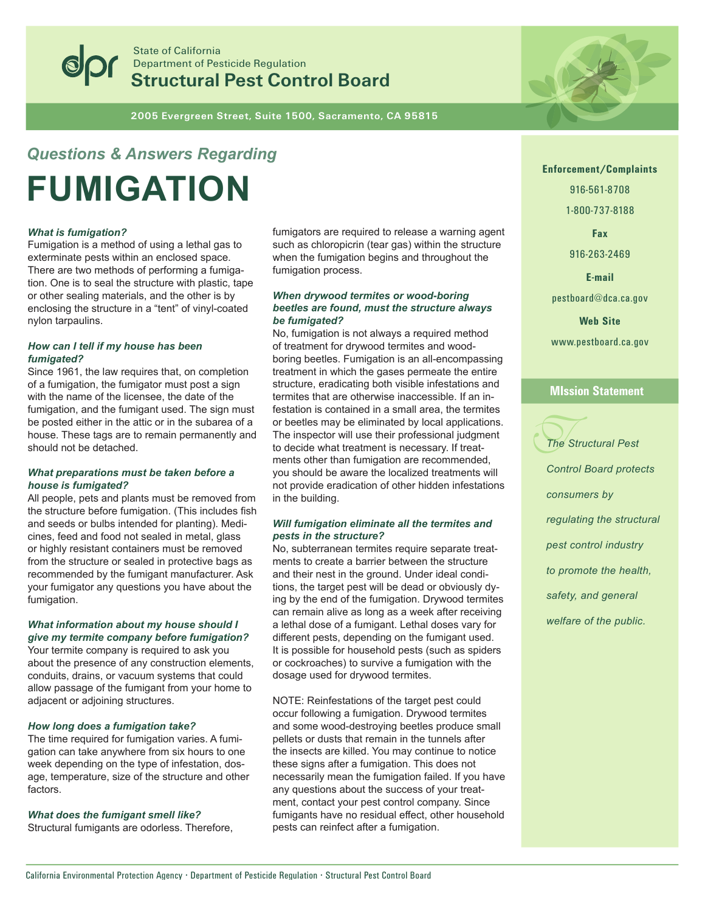State of California
Department of Pesticide Regulation
**Structural Pest Control Board**

**2005 Evergreen Street, Suite 1500, Sacramento, CA 95815**

## *Questions & Answers Regarding*

# FUMIGATION

***What is fumigation?***
Fumigation is a method of using a lethal gas to exterminate pests within an enclosed space. There are two methods of performing a fumigation. One is to seal the structure with plastic, tape or other sealing materials, and the other is by enclosing the structure in a "tent" of vinyl-coated nylon tarpaulins.

***How can I tell if my house has been fumigated?***
Since 1961, the law requires that, on completion of a fumigation, the fumigator must post a sign with the name of the licensee, the date of the fumigation, and the fumigant used. The sign must be posted either in the attic or in the subarea of a house. These tags are to remain permanently and should not be detached.

***What preparations must be taken before a house is fumigated?***
All people, pets and plants must be removed from the structure before fumigation. (This includes fish and seeds or bulbs intended for planting). Medicines, feed and food not sealed in metal, glass or highly resistant containers must be removed from the structure or sealed in protective bags as recommended by the fumigant manufacturer. Ask your fumigator any questions you have about the fumigation.

***What information about my house should I give my termite company before fumigation?***
Your termite company is required to ask you about the presence of any construction elements, conduits, drains, or vacuum systems that could allow passage of the fumigant from your home to adjacent or adjoining structures.

***How long does a fumigation take?***
The time required for fumigation varies. A fumigation can take anywhere from six hours to one week depending on the type of infestation, dosage, temperature, size of the structure and other factors.

***What does the fumigant smell like?***
Structural fumigants are odorless. Therefore, fumigators are required to release a warning agent such as chloropicrin (tear gas) within the structure when the fumigation begins and throughout the fumigation process.

***When drywood termites or wood-boring beetles are found, must the structure always be fumigated?***
No, fumigation is not always a required method of treatment for drywood termites and wood-boring beetles. Fumigation is an all-encompassing treatment in which the gases permeate the entire structure, eradicating both visible infestations and termites that are otherwise inaccessible. If an infestation is contained in a small area, the termites or beetles may be eliminated by local applications. The inspector will use their professional judgment to decide what treatment is necessary. If treatments other than fumigation are recommended, you should be aware the localized treatments will not provide eradication of other hidden infestations in the building.

***Will fumigation eliminate all the termites and pests in the structure?***
No, subterranean termites require separate treatments to create a barrier between the structure and their nest in the ground. Under ideal conditions, the target pest will be dead or obviously dying by the end of the fumigation. Drywood termites can remain alive as long as a week after receiving a lethal dose of a fumigant. Lethal doses vary for different pests, depending on the fumigant used. It is possible for household pests (such as spiders or cockroaches) to survive a fumigation with the dosage used for drywood termites.

NOTE: Reinfestations of the target pest could occur following a fumigation. Drywood termites and some wood-destroying beetles produce small pellets or dusts that remain in the tunnels after the insects are killed. You may continue to notice these signs after a fumigation. This does not necessarily mean the fumigation failed. If you have any questions about the success of your treatment, contact your pest control company. Since fumigants have no residual effect, other household pests can reinfect after a fumigation.

**Enforcement/Complaints**
916-561-8708
1-800-737-8188

**Fax**
916-263-2469

**E-mail**
pestboard@dca.ca.gov

**Web Site**
www.pestboard.ca.gov

**MIssion Statement**

*The Structural Pest Control Board protects consumers by regulating the structural pest control industry to promote the health, safety, and general welfare of the public.*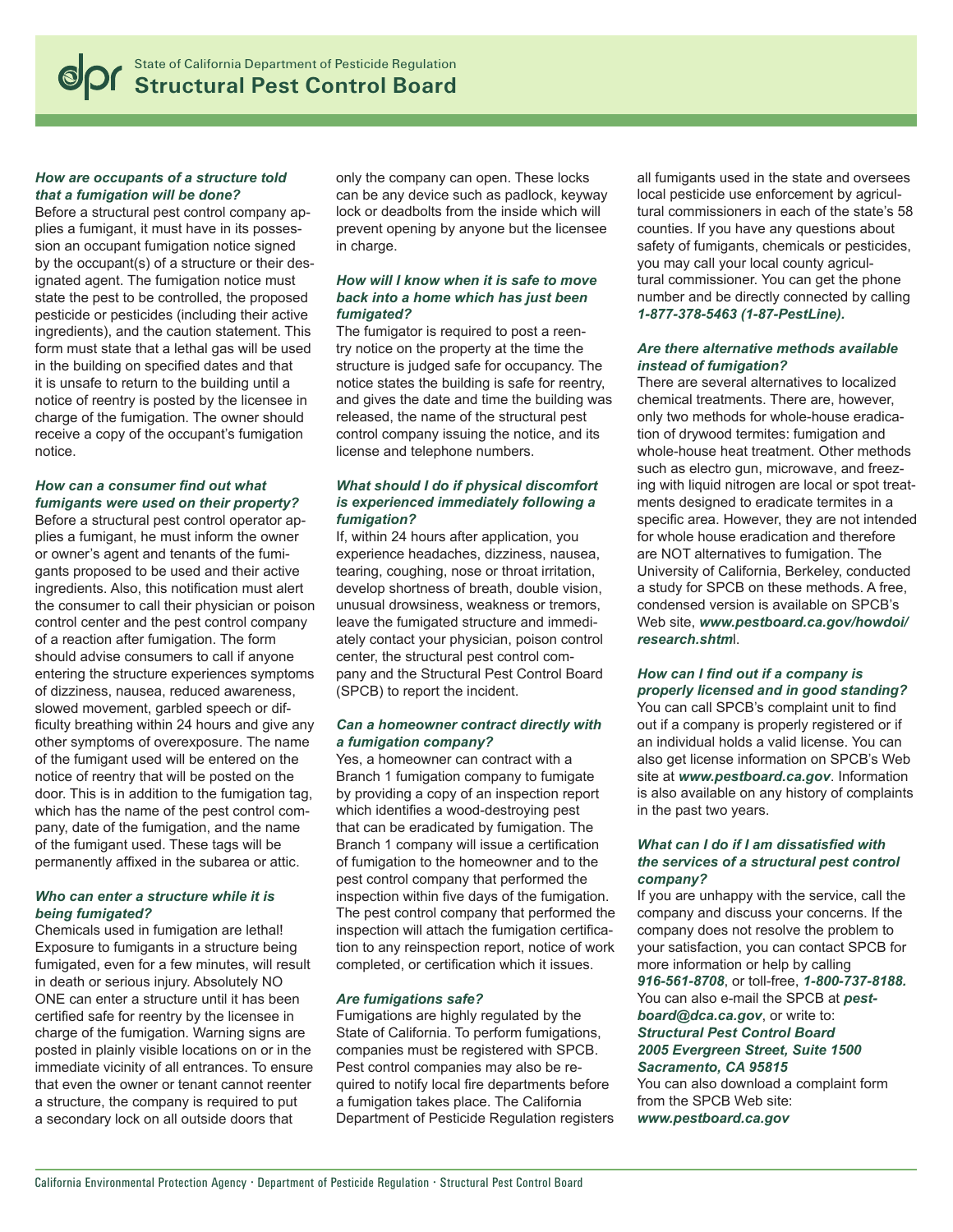State of California Department of Pesticide Regulation

**Structural Pest Control Board**

***How are occupants of a structure told that a fumigation will be done?***

Before a structural pest control company applies a fumigant, it must have in its possession an occupant fumigation notice signed by the occupant(s) of a structure or their designated agent. The fumigation notice must state the pest to be controlled, the proposed pesticide or pesticides (including their active ingredients), and the caution statement. This form must state that a lethal gas will be used in the building on specified dates and that it is unsafe to return to the building until a notice of reentry is posted by the licensee in charge of the fumigation. The owner should receive a copy of the occupant's fumigation notice.

***How can a consumer find out what fumigants were used on their property?***

Before a structural pest control operator applies a fumigant, he must inform the owner or owner's agent and tenants of the fumigants proposed to be used and their active ingredients. Also, this notification must alert the consumer to call their physician or poison control center and the pest control company of a reaction after fumigation. The form should advise consumers to call if anyone entering the structure experiences symptoms of dizziness, nausea, reduced awareness, slowed movement, garbled speech or difficulty breathing within 24 hours and give any other symptoms of overexposure. The name of the fumigant used will be entered on the notice of reentry that will be posted on the door. This is in addition to the fumigation tag, which has the name of the pest control company, date of the fumigation, and the name of the fumigant used. These tags will be permanently affixed in the subarea or attic.

***Who can enter a structure while it is being fumigated?***

Chemicals used in fumigation are lethal! Exposure to fumigants in a structure being fumigated, even for a few minutes, will result in death or serious injury. Absolutely NO ONE can enter a structure until it has been certified safe for reentry by the licensee in charge of the fumigation. Warning signs are posted in plainly visible locations on or in the immediate vicinity of all entrances. To ensure that even the owner or tenant cannot reenter a structure, the company is required to put a secondary lock on all outside doors that only the company can open. These locks can be any device such as padlock, keyway lock or deadbolts from the inside which will prevent opening by anyone but the licensee in charge.

***How will I know when it is safe to move back into a home which has just been fumigated?***

The fumigator is required to post a reentry notice on the property at the time the structure is judged safe for occupancy. The notice states the building is safe for reentry, and gives the date and time the building was released, the name of the structural pest control company issuing the notice, and its license and telephone numbers.

***What should I do if physical discomfort is experienced immediately following a fumigation?***

If, within 24 hours after application, you experience headaches, dizziness, nausea, tearing, coughing, nose or throat irritation, develop shortness of breath, double vision, unusual drowsiness, weakness or tremors, leave the fumigated structure and immediately contact your physician, poison control center, the structural pest control company and the Structural Pest Control Board (SPCB) to report the incident.

***Can a homeowner contract directly with a fumigation company?***

Yes, a homeowner can contract with a Branch 1 fumigation company to fumigate by providing a copy of an inspection report which identifies a wood-destroying pest that can be eradicated by fumigation. The Branch 1 company will issue a certification of fumigation to the homeowner and to the pest control company that performed the inspection within five days of the fumigation. The pest control company that performed the inspection will attach the fumigation certification to any reinspection report, notice of work completed, or certification which it issues.

***Are fumigations safe?***

Fumigations are highly regulated by the State of California. To perform fumigations, companies must be registered with SPCB. Pest control companies may also be required to notify local fire departments before a fumigation takes place. The California Department of Pesticide Regulation registers all fumigants used in the state and oversees local pesticide use enforcement by agricultural commissioners in each of the state's 58 counties. If you have any questions about safety of fumigants, chemicals or pesticides, you may call your local county agricultural commissioner. You can get the phone number and be directly connected by calling ***1-877-378-5463 (1-87-PestLine).***

***Are there alternative methods available instead of fumigation?***

There are several alternatives to localized chemical treatments. There are, however, only two methods for whole-house eradication of drywood termites: fumigation and whole-house heat treatment. Other methods such as electro gun, microwave, and freezing with liquid nitrogen are local or spot treatments designed to eradicate termites in a specific area. However, they are not intended for whole house eradication and therefore are NOT alternatives to fumigation. The University of California, Berkeley, conducted a study for SPCB on these methods. A free, condensed version is available on SPCB's Web site, ***www.pestboard.ca.gov/howdoi/research.shtm***l.

***How can I find out if a company is properly licensed and in good standing?***

You can call SPCB's complaint unit to find out if a company is properly registered or if an individual holds a valid license. You can also get license information on SPCB's Web site at ***www.pestboard.ca.gov***. Information is also available on any history of complaints in the past two years.

***What can I do if I am dissatisfied with the services of a structural pest control company?***

If you are unhappy with the service, call the company and discuss your concerns. If the company does not resolve the problem to your satisfaction, you can contact SPCB for more information or help by calling ***916-561-8708***, or toll-free, ***1-800-737-8188.*** You can also e-mail the SPCB at ***pestboard@dca.ca.gov***, or write to:

***Structural Pest Control Board***
***2005 Evergreen Street, Suite 1500***
***Sacramento, CA 95815***

You can also download a complaint form from the SPCB Web site: ***www.pestboard.ca.gov***